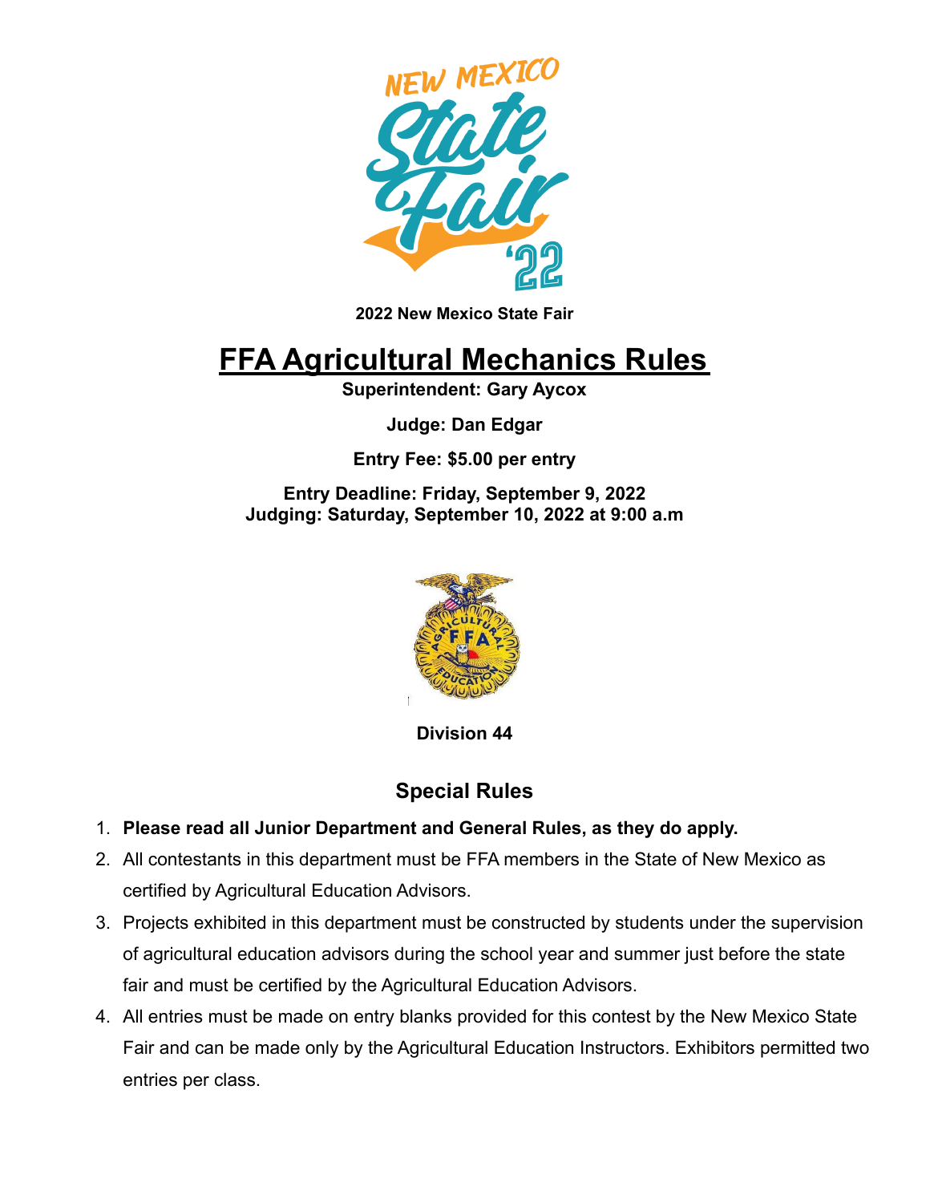**2022 New Mexico State Fair**

# FFA Agricultural Mechanics Rules

**Superintendent: Gary Aycox**

**Judge: Dan Edgar**

**Entry Fee: $5.00 per entry**

**Entry Deadline: Friday, September 9, 2022**
**Judging: Saturday, September 10, 2022 at 9:00 a.m**

**Division 44**

## Special Rules

1. **Please read all Junior Department and General Rules, as they do apply.**
2. All contestants in this department must be FFA members in the State of New Mexico as certified by Agricultural Education Advisors.
3. Projects exhibited in this department must be constructed by students under the supervision of agricultural education advisors during the school year and summer just before the state fair and must be certified by the Agricultural Education Advisors.
4. All entries must be made on entry blanks provided for this contest by the New Mexico State Fair and can be made only by the Agricultural Education Instructors. Exhibitors permitted two entries per class.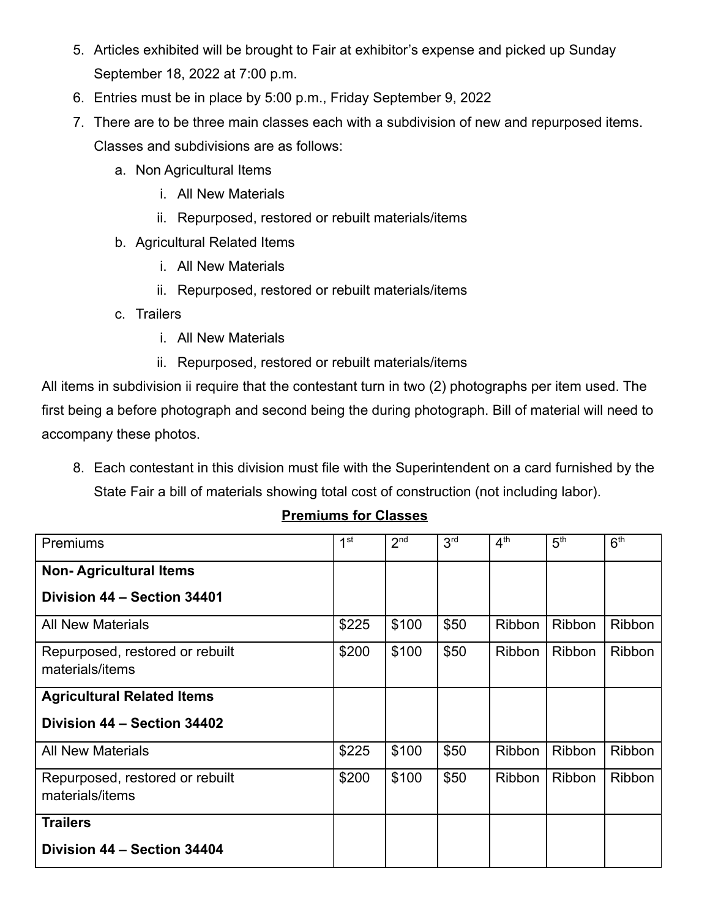5. Articles exhibited will be brought to Fair at exhibitor's expense and picked up Sunday September 18, 2022 at 7:00 p.m.
6. Entries must be in place by 5:00 p.m., Friday September 9, 2022
7. There are to be three main classes each with a subdivision of new and repurposed items. Classes and subdivisions are as follows:
    a. Non Agricultural Items
        i. All New Materials
        ii. Repurposed, restored or rebuilt materials/items
    b. Agricultural Related Items
        i. All New Materials
        ii. Repurposed, restored or rebuilt materials/items
    c. Trailers
        i. All New Materials
        ii. Repurposed, restored or rebuilt materials/items

All items in subdivision ii require that the contestant turn in two (2) photographs per item used. The first being a before photograph and second being the during photograph. Bill of material will need to accompany these photos.

8. Each contestant in this division must file with the Superintendent on a card furnished by the State Fair a bill of materials showing total cost of construction (not including labor).

**Premiums for Classes**

| Premiums | 1st | 2nd | 3rd | 4th | 5th | 6th |
|---|---|---|---|---|---|---|
| **Non- Agricultural Items**<br>**Division 44 – Section 34401** | | | | | | |
| All New Materials | $225 | $100 | $50 | Ribbon | Ribbon | Ribbon |
| Repurposed, restored or rebuilt materials/items | $200 | $100 | $50 | Ribbon | Ribbon | Ribbon |
| **Agricultural Related Items**<br>**Division 44 – Section 34402** | | | | | | |
| All New Materials | $225 | $100 | $50 | Ribbon | Ribbon | Ribbon |
| Repurposed, restored or rebuilt materials/items | $200 | $100 | $50 | Ribbon | Ribbon | Ribbon |
| **Trailers**<br>**Division 44 – Section 34404** | | | | | | |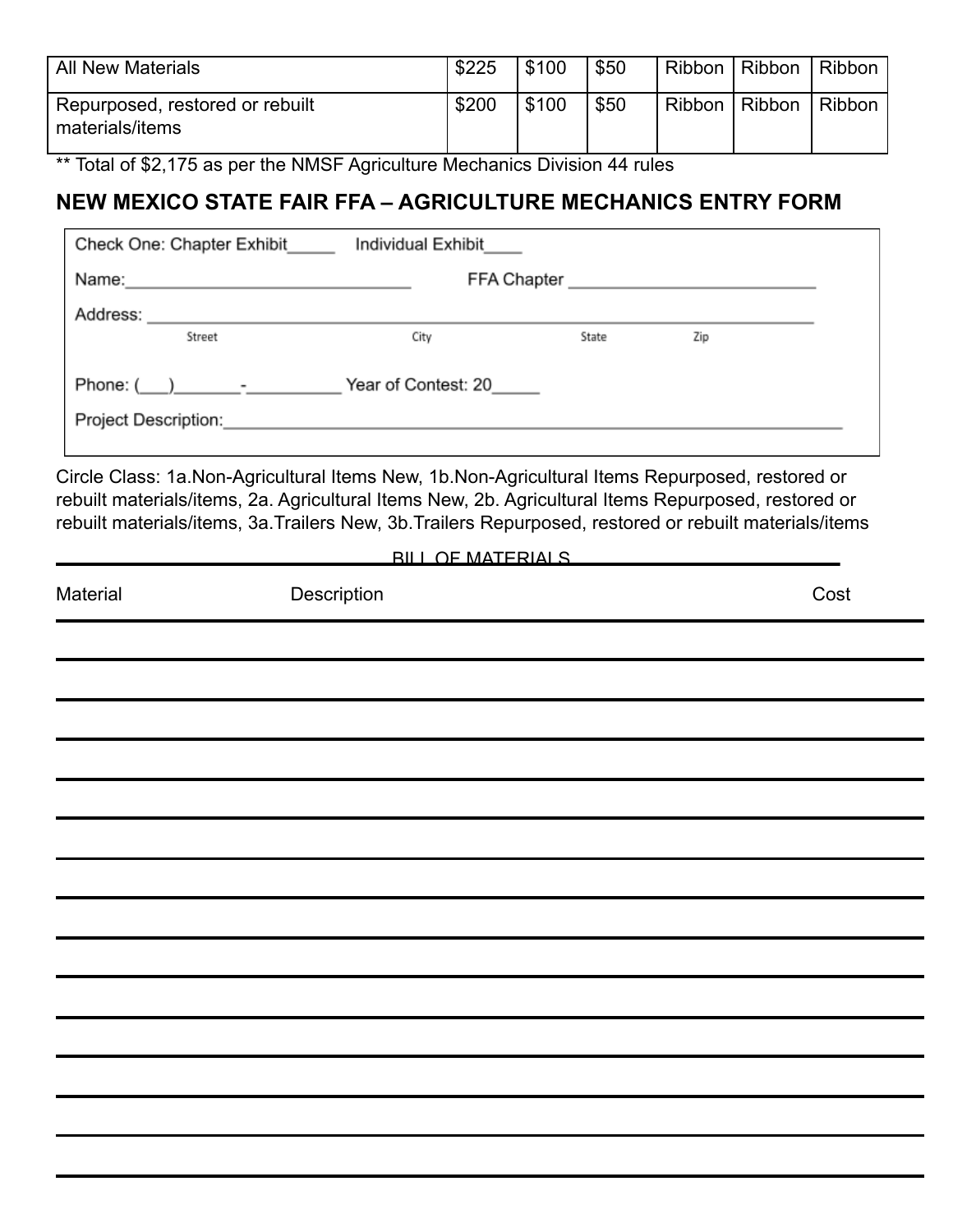| | | | | | | |
|---|---|---|---|---|---|---|
| All New Materials | $225 | $100 | $50 | Ribbon | Ribbon | Ribbon |
| Repurposed, restored or rebuilt materials/items | $200 | $100 | $50 | Ribbon | Ribbon | Ribbon |

** Total of $2,175 as per the NMSF Agriculture Mechanics Division 44 rules

## NEW MEXICO STATE FAIR FFA – AGRICULTURE MECHANICS ENTRY FORM

Check One: Chapter Exhibit_____ Individual Exhibit____

Name:_______________________________ FFA Chapter ___________________________

Address: ________________________________________________________________________

Street City State Zip

Phone: (___)_______-__________ Year of Contest: 20_____

Project Description:_____________________________________________________________

Circle Class: 1a.Non-Agricultural Items New, 1b.Non-Agricultural Items Repurposed, restored or rebuilt materials/items, 2a. Agricultural Items New, 2b. Agricultural Items Repurposed, restored or rebuilt materials/items, 3a.Trailers New, 3b.Trailers Repurposed, restored or rebuilt materials/items

BILL OF MATERIALS

| Material | Description | Cost |
|---|---|---|
| | | |
| | | |
| | | |
| | | |
| | | |
| | | |
| | | |
| | | |
| | | |
| | | |
| | | |
| | | |
| | | |
| | | |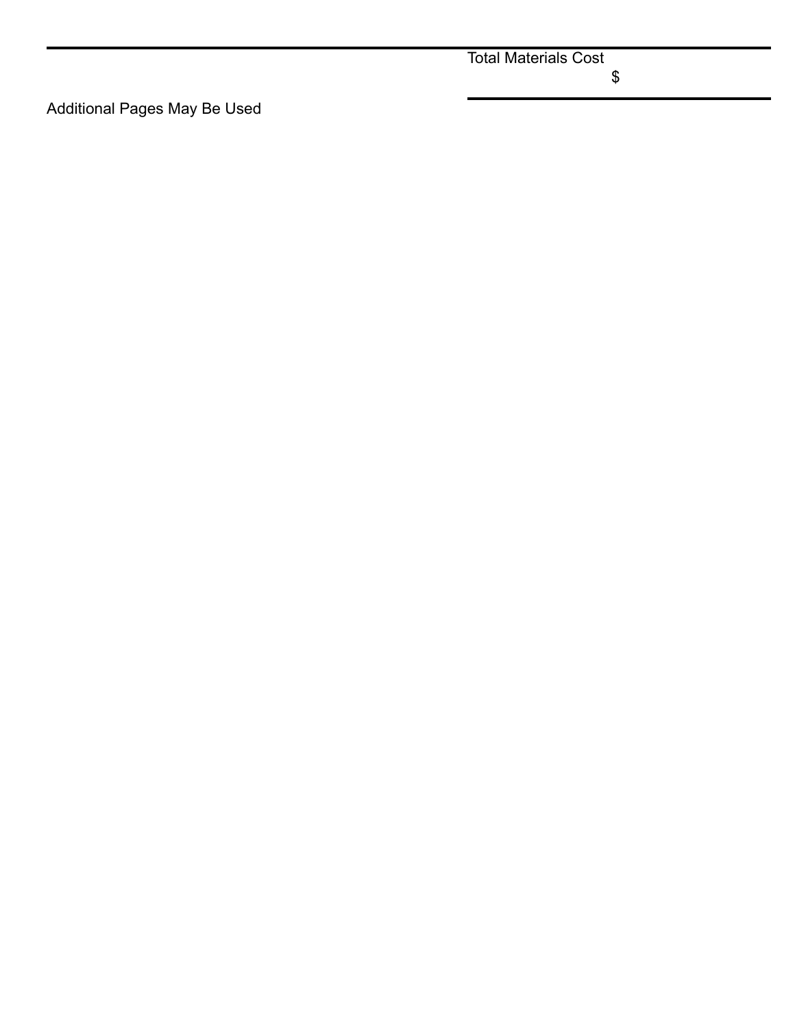Total Materials Cost

$

Additional Pages May Be Used